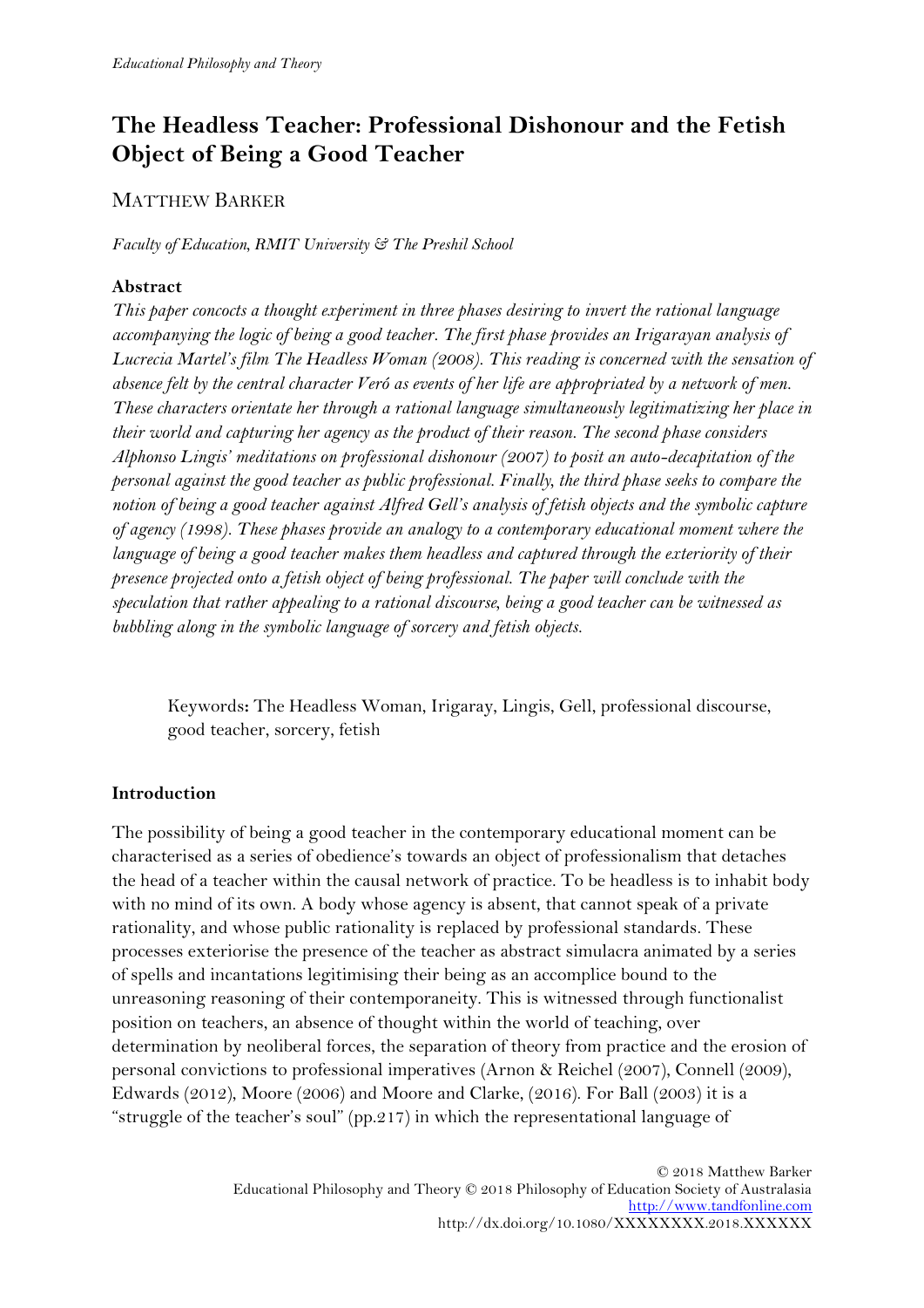# The Headless Teacher: Professional Dishonour and the Fetish Object of Being a Good Teacher

MATTHEW BARKER

*Faculty of Education, RMIT University & The Preshil School*

**Abstract**

*This paper concocts a thought experiment in three phases desiring to invert the rational language accompanying the logic of being a good teacher. The first phase provides an Irigarayan analysis of Lucrecia Martel's film The Headless Woman (2008). This reading is concerned with the sensation of absence felt by the central character Veró as events of her life are appropriated by a network of men. These characters orientate her through a rational language simultaneously legitimatizing her place in their world and capturing her agency as the product of their reason. The second phase considers Alphonso Lingis' meditations on professional dishonour (2007) to posit an auto-decapitation of the personal against the good teacher as public professional. Finally, the third phase seeks to compare the notion of being a good teacher against Alfred Gell's analysis of fetish objects and the symbolic capture of agency (1998). These phases provide an analogy to a contemporary educational moment where the language of being a good teacher makes them headless and captured through the exteriority of their presence projected onto a fetish object of being professional. The paper will conclude with the speculation that rather appealing to a rational discourse, being a good teacher can be witnessed as bubbling along in the symbolic language of sorcery and fetish objects.*

Keywords**:** The Headless Woman, Irigaray, Lingis, Gell, professional discourse, good teacher, sorcery, fetish

**Introduction**

The possibility of being a good teacher in the contemporary educational moment can be characterised as a series of obedience's towards an object of professionalism that detaches the head of a teacher within the causal network of practice. To be headless is to inhabit body with no mind of its own. A body whose agency is absent, that cannot speak of a private rationality, and whose public rationality is replaced by professional standards. These processes exteriorise the presence of the teacher as abstract simulacra animated by a series of spells and incantations legitimising their being as an accomplice bound to the unreasoning reasoning of their contemporaneity. This is witnessed through functionalist position on teachers, an absence of thought within the world of teaching, over determination by neoliberal forces, the separation of theory from practice and the erosion of personal convictions to professional imperatives (Arnon & Reichel (2007), Connell (2009), Edwards (2012), Moore (2006) and Moore and Clarke, (2016). For Ball (2003) it is a "struggle of the teacher's soul" (pp.217) in which the representational language of

© 2018 Matthew Barker
Educational Philosophy and Theory © 2018 Philosophy of Education Society of Australasia
http://www.tandfonline.com
http://dx.doi.org/10.1080/XXXXXXXX.2018.XXXXXX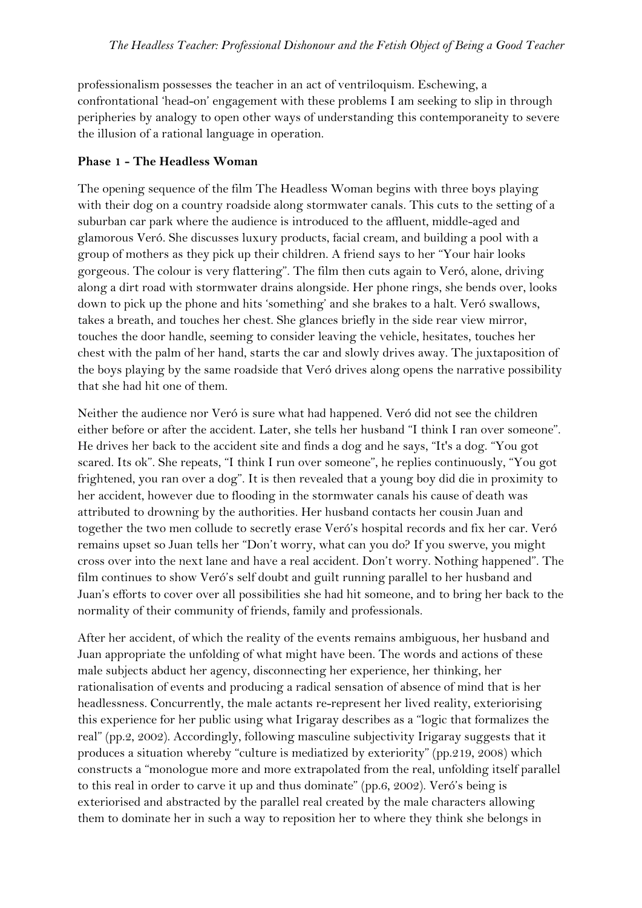professionalism possesses the teacher in an act of ventriloquism. Eschewing, a confrontational 'head-on' engagement with these problems I am seeking to slip in through peripheries by analogy to open other ways of understanding this contemporaneity to severe the illusion of a rational language in operation.

**Phase 1 - The Headless Woman**

The opening sequence of the film The Headless Woman begins with three boys playing with their dog on a country roadside along stormwater canals. This cuts to the setting of a suburban car park where the audience is introduced to the affluent, middle-aged and glamorous Veró. She discusses luxury products, facial cream, and building a pool with a group of mothers as they pick up their children. A friend says to her "Your hair looks gorgeous. The colour is very flattering". The film then cuts again to Veró, alone, driving along a dirt road with stormwater drains alongside. Her phone rings, she bends over, looks down to pick up the phone and hits 'something' and she brakes to a halt. Veró swallows, takes a breath, and touches her chest. She glances briefly in the side rear view mirror, touches the door handle, seeming to consider leaving the vehicle, hesitates, touches her chest with the palm of her hand, starts the car and slowly drives away. The juxtaposition of the boys playing by the same roadside that Veró drives along opens the narrative possibility that she had hit one of them.

Neither the audience nor Veró is sure what had happened. Veró did not see the children either before or after the accident. Later, she tells her husband "I think I ran over someone". He drives her back to the accident site and finds a dog and he says, "It's a dog. "You got scared. Its ok". She repeats, "I think I run over someone", he replies continuously, "You got frightened, you ran over a dog". It is then revealed that a young boy did die in proximity to her accident, however due to flooding in the stormwater canals his cause of death was attributed to drowning by the authorities. Her husband contacts her cousin Juan and together the two men collude to secretly erase Veró's hospital records and fix her car. Veró remains upset so Juan tells her "Don't worry, what can you do? If you swerve, you might cross over into the next lane and have a real accident. Don't worry. Nothing happened". The film continues to show Veró's self doubt and guilt running parallel to her husband and Juan's efforts to cover over all possibilities she had hit someone, and to bring her back to the normality of their community of friends, family and professionals.

After her accident, of which the reality of the events remains ambiguous, her husband and Juan appropriate the unfolding of what might have been. The words and actions of these male subjects abduct her agency, disconnecting her experience, her thinking, her rationalisation of events and producing a radical sensation of absence of mind that is her headlessness. Concurrently, the male actants re-represent her lived reality, exteriorising this experience for her public using what Irigaray describes as a "logic that formalizes the real" (pp.2, 2002). Accordingly, following masculine subjectivity Irigaray suggests that it produces a situation whereby "culture is mediatized by exteriority" (pp.219, 2008) which constructs a "monologue more and more extrapolated from the real, unfolding itself parallel to this real in order to carve it up and thus dominate" (pp.6, 2002). Veró's being is exteriorised and abstracted by the parallel real created by the male characters allowing them to dominate her in such a way to reposition her to where they think she belongs in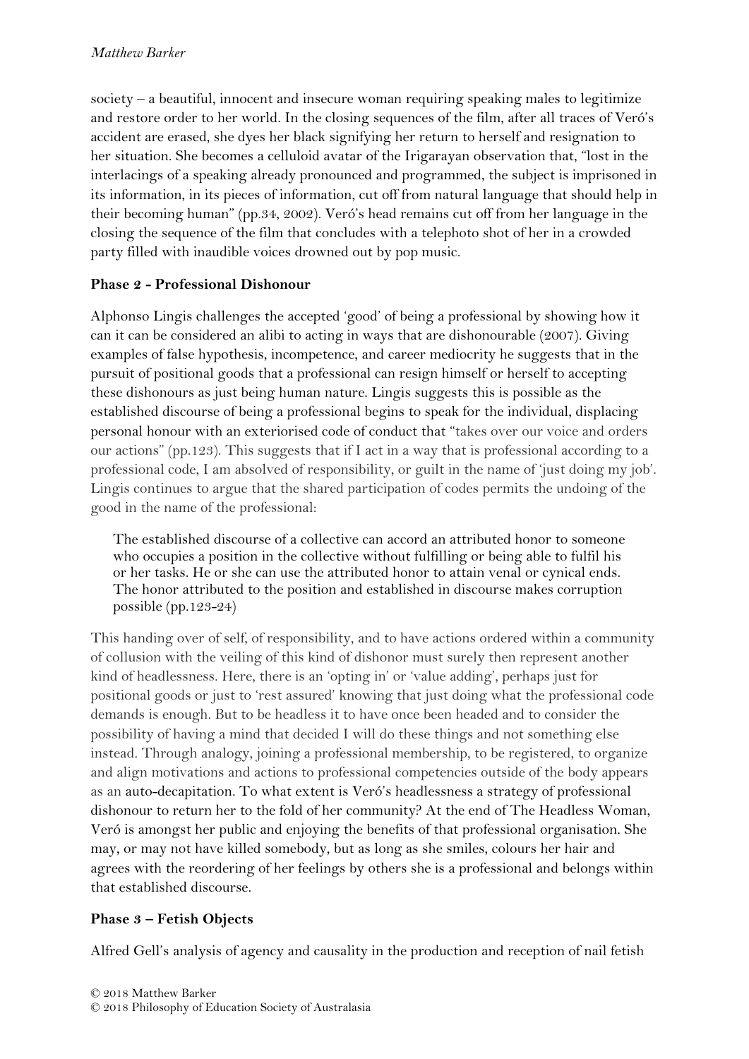society – a beautiful, innocent and insecure woman requiring speaking males to legitimize and restore order to her world. In the closing sequences of the film, after all traces of Veró's accident are erased, she dyes her black signifying her return to herself and resignation to her situation. She becomes a celluloid avatar of the Irigarayan observation that, "lost in the interlacings of a speaking already pronounced and programmed, the subject is imprisoned in its information, in its pieces of information, cut off from natural language that should help in their becoming human" (pp.34, 2002). Veró's head remains cut off from her language in the closing the sequence of the film that concludes with a telephoto shot of her in a crowded party filled with inaudible voices drowned out by pop music.

**Phase 2 - Professional Dishonour**

Alphonso Lingis challenges the accepted 'good' of being a professional by showing how it can it can be considered an alibi to acting in ways that are dishonourable (2007). Giving examples of false hypothesis, incompetence, and career mediocrity he suggests that in the pursuit of positional goods that a professional can resign himself or herself to accepting these dishonours as just being human nature. Lingis suggests this is possible as the established discourse of being a professional begins to speak for the individual, displacing personal honour with an exteriorised code of conduct that "takes over our voice and orders our actions" (pp.123). This suggests that if I act in a way that is professional according to a professional code, I am absolved of responsibility, or guilt in the name of 'just doing my job'. Lingis continues to argue that the shared participation of codes permits the undoing of the good in the name of the professional:

> The established discourse of a collective can accord an attributed honor to someone who occupies a position in the collective without fulfilling or being able to fulfil his or her tasks. He or she can use the attributed honor to attain venal or cynical ends. The honor attributed to the position and established in discourse makes corruption possible (pp.123-24)

This handing over of self, of responsibility, and to have actions ordered within a community of collusion with the veiling of this kind of dishonor must surely then represent another kind of headlessness. Here, there is an 'opting in' or 'value adding', perhaps just for positional goods or just to 'rest assured' knowing that just doing what the professional code demands is enough. But to be headless it to have once been headed and to consider the possibility of having a mind that decided I will do these things and not something else instead. Through analogy, joining a professional membership, to be registered, to organize and align motivations and actions to professional competencies outside of the body appears as an auto-decapitation. To what extent is Veró's headlessness a strategy of professional dishonour to return her to the fold of her community? At the end of The Headless Woman, Veró is amongst her public and enjoying the benefits of that professional organisation. She may, or may not have killed somebody, but as long as she smiles, colours her hair and agrees with the reordering of her feelings by others she is a professional and belongs within that established discourse.

**Phase 3 – Fetish Objects**

Alfred Gell's analysis of agency and causality in the production and reception of nail fetish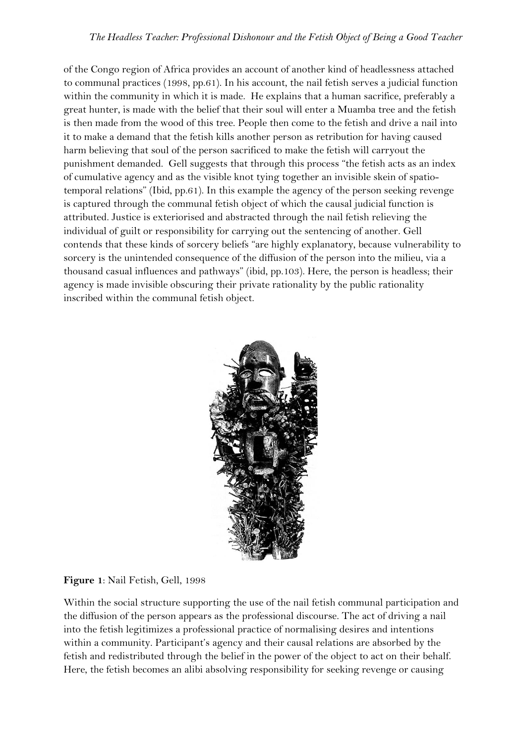of the Congo region of Africa provides an account of another kind of headlessness attached to communal practices (1998, pp.61). In his account, the nail fetish serves a judicial function within the community in which it is made. He explains that a human sacrifice, preferably a great hunter, is made with the belief that their soul will enter a Muamba tree and the fetish is then made from the wood of this tree. People then come to the fetish and drive a nail into it to make a demand that the fetish kills another person as retribution for having caused harm believing that soul of the person sacrificed to make the fetish will carryout the punishment demanded. Gell suggests that through this process "the fetish acts as an index of cumulative agency and as the visible knot tying together an invisible skein of spatio-temporal relations" (Ibid, pp.61). In this example the agency of the person seeking revenge is captured through the communal fetish object of which the causal judicial function is attributed. Justice is exteriorised and abstracted through the nail fetish relieving the individual of guilt or responsibility for carrying out the sentencing of another. Gell contends that these kinds of sorcery beliefs "are highly explanatory, because vulnerability to sorcery is the unintended consequence of the diffusion of the person into the milieu, via a thousand casual influences and pathways" (ibid, pp.103). Here, the person is headless; their agency is made invisible obscuring their private rationality by the public rationality inscribed within the communal fetish object.

**Figure 1**: Nail Fetish, Gell, 1998

Within the social structure supporting the use of the nail fetish communal participation and the diffusion of the person appears as the professional discourse. The act of driving a nail into the fetish legitimizes a professional practice of normalising desires and intentions within a community. Participant's agency and their causal relations are absorbed by the fetish and redistributed through the belief in the power of the object to act on their behalf. Here, the fetish becomes an alibi absolving responsibility for seeking revenge or causing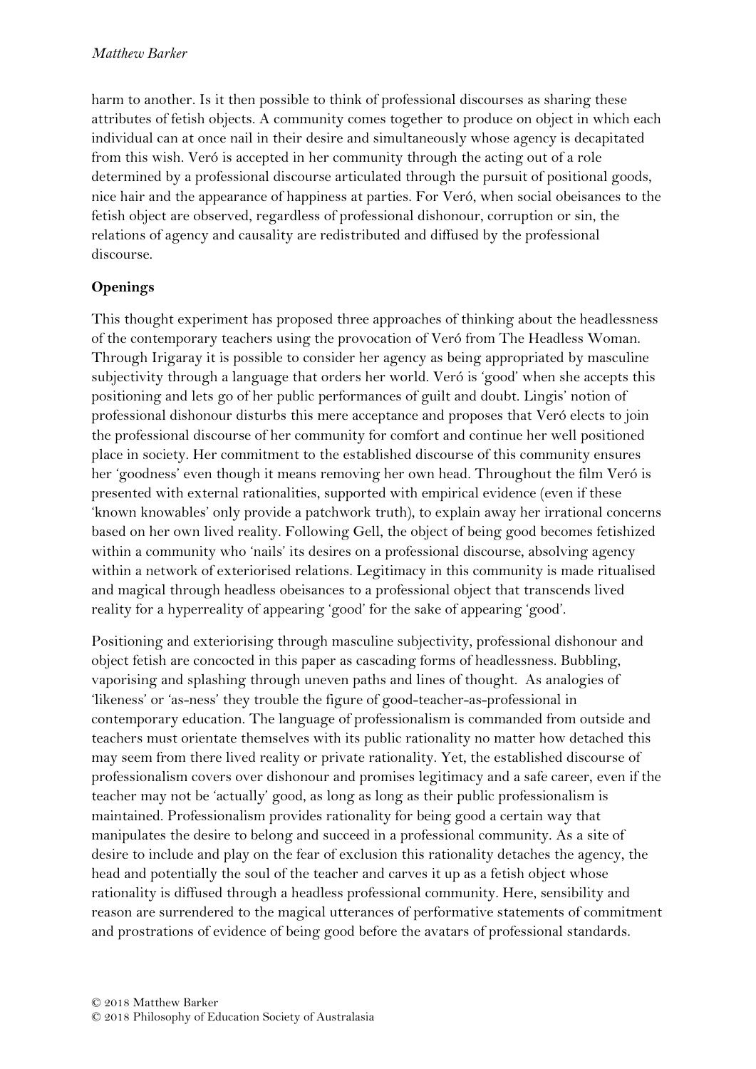harm to another. Is it then possible to think of professional discourses as sharing these attributes of fetish objects. A community comes together to produce on object in which each individual can at once nail in their desire and simultaneously whose agency is decapitated from this wish. Veró is accepted in her community through the acting out of a role determined by a professional discourse articulated through the pursuit of positional goods, nice hair and the appearance of happiness at parties. For Veró, when social obeisances to the fetish object are observed, regardless of professional dishonour, corruption or sin, the relations of agency and causality are redistributed and diffused by the professional discourse.

**Openings**

This thought experiment has proposed three approaches of thinking about the headlessness of the contemporary teachers using the provocation of Veró from The Headless Woman. Through Irigaray it is possible to consider her agency as being appropriated by masculine subjectivity through a language that orders her world. Veró is 'good' when she accepts this positioning and lets go of her public performances of guilt and doubt. Lingis' notion of professional dishonour disturbs this mere acceptance and proposes that Veró elects to join the professional discourse of her community for comfort and continue her well positioned place in society. Her commitment to the established discourse of this community ensures her 'goodness' even though it means removing her own head. Throughout the film Veró is presented with external rationalities, supported with empirical evidence (even if these 'known knowables' only provide a patchwork truth), to explain away her irrational concerns based on her own lived reality. Following Gell, the object of being good becomes fetishized within a community who 'nails' its desires on a professional discourse, absolving agency within a network of exteriorised relations. Legitimacy in this community is made ritualised and magical through headless obeisances to a professional object that transcends lived reality for a hyperreality of appearing 'good' for the sake of appearing 'good'.

Positioning and exteriorising through masculine subjectivity, professional dishonour and object fetish are concocted in this paper as cascading forms of headlessness. Bubbling, vaporising and splashing through uneven paths and lines of thought. As analogies of 'likeness' or 'as-ness' they trouble the figure of good-teacher-as-professional in contemporary education. The language of professionalism is commanded from outside and teachers must orientate themselves with its public rationality no matter how detached this may seem from there lived reality or private rationality. Yet, the established discourse of professionalism covers over dishonour and promises legitimacy and a safe career, even if the teacher may not be 'actually' good, as long as long as their public professionalism is maintained. Professionalism provides rationality for being good a certain way that manipulates the desire to belong and succeed in a professional community. As a site of desire to include and play on the fear of exclusion this rationality detaches the agency, the head and potentially the soul of the teacher and carves it up as a fetish object whose rationality is diffused through a headless professional community. Here, sensibility and reason are surrendered to the magical utterances of performative statements of commitment and prostrations of evidence of being good before the avatars of professional standards.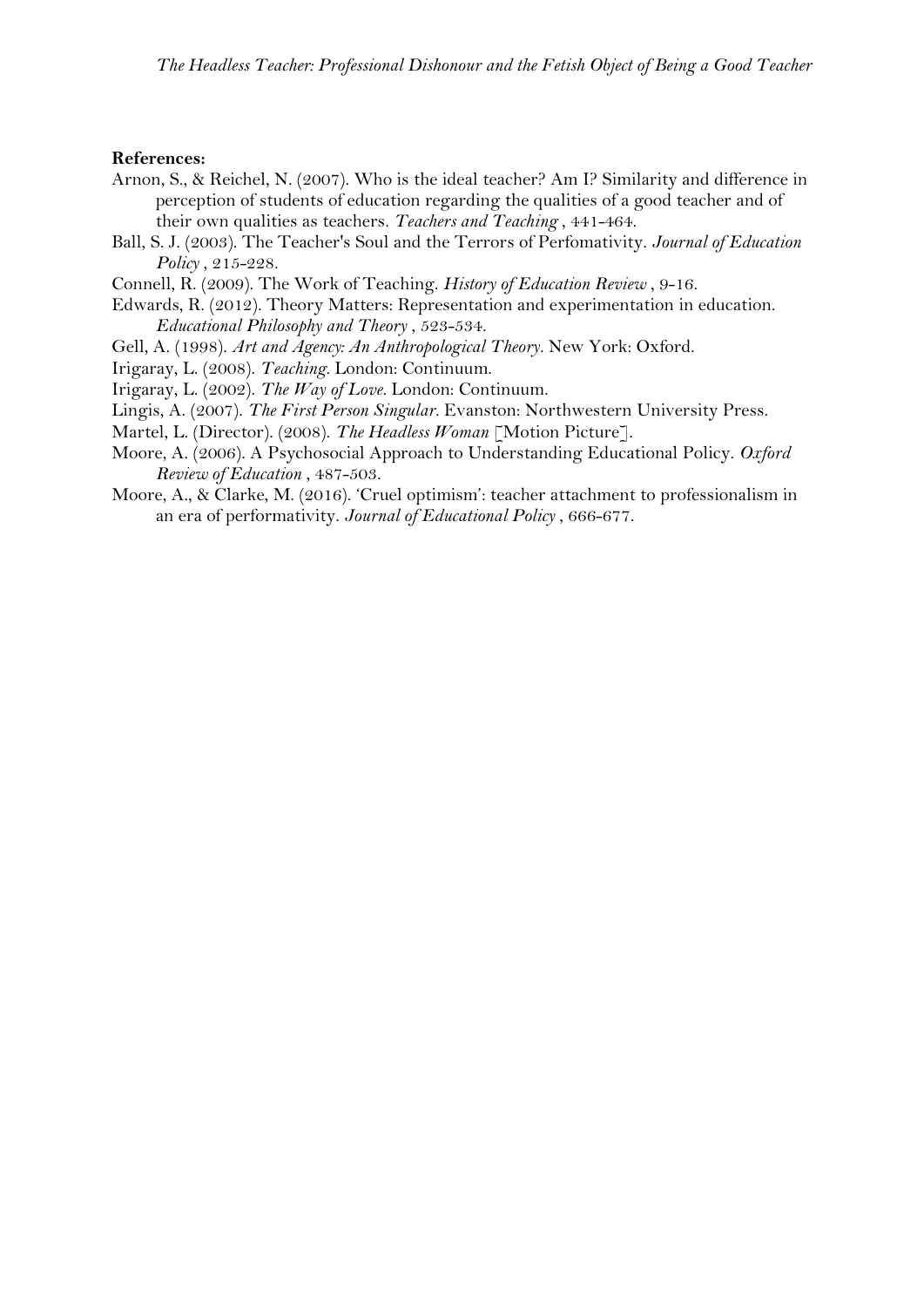**References:**

Arnon, S., & Reichel, N. (2007). Who is the ideal teacher? Am I? Similarity and difference in perception of students of education regarding the qualities of a good teacher and of their own qualities as teachers. *Teachers and Teaching* , 441-464.

Ball, S. J. (2003). The Teacher's Soul and the Terrors of Perfomativity. *Journal of Education Policy* , 215-228.

Connell, R. (2009). The Work of Teaching. *History of Education Review* , 9-16.

Edwards, R. (2012). Theory Matters: Representation and experimentation in education. *Educational Philosophy and Theory* , 523-534.

Gell, A. (1998). *Art and Agency: An Anthropological Theory*. New York: Oxford.

Irigaray, L. (2008). *Teaching*. London: Continuum.

Irigaray, L. (2002). *The Way of Love*. London: Continuum.

Lingis, A. (2007). *The First Person Singular*. Evanston: Northwestern University Press.

Martel, L. (Director). (2008). *The Headless Woman* [Motion Picture].

Moore, A. (2006). A Psychosocial Approach to Understanding Educational Policy. *Oxford Review of Education* , 487-503.

Moore, A., & Clarke, M. (2016). 'Cruel optimism': teacher attachment to professionalism in an era of performativity. *Journal of Educational Policy* , 666-677.